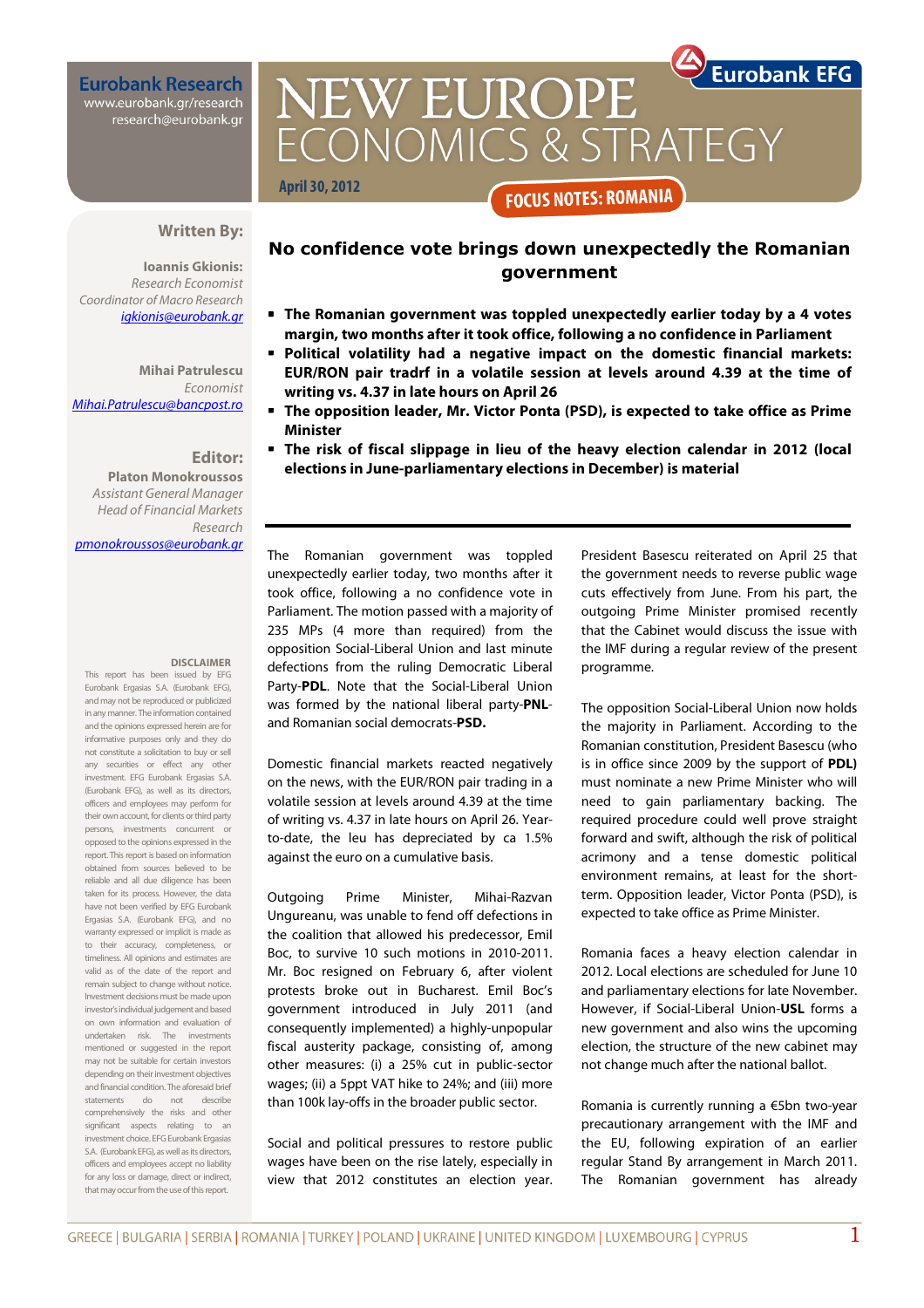**Eurobank Research**
www.eurobank.gr/research
research@eurobank.gr

# NEW EUROPE ECONOMICS & STRATEGY

**Eurobank EFG**

April 30, 2012

**FOCUS NOTES: ROMANIA**

**Written By:**

**Ioannis Gkionis:**
*Research Economist*
*Coordinator of Macro Research*
igkionis@eurobank.gr

**Mihai Patrulescu**
*Economist*
Mihai.Patrulescu@bancpost.ro

**Editor:**
**Platon Monokroussos**
*Assistant General Manager*
*Head of Financial Markets Research*
pmonokroussos@eurobank.gr

## No confidence vote brings down unexpectedly the Romanian government

- **The Romanian government was toppled unexpectedly earlier today by a 4 votes margin, two months after it took office, following a no confidence in Parliament**
- **Political volatility had a negative impact on the domestic financial markets: EUR/RON pair tradrf in a volatile session at levels around 4.39 at the time of writing vs. 4.37 in late hours on April 26**
- **The opposition leader, Mr. Victor Ponta (PSD), is expected to take office as Prime Minister**
- **The risk of fiscal slippage in lieu of the heavy election calendar in 2012 (local elections in June-parliamentary elections in December) is material**

The Romanian government was toppled unexpectedly earlier today, two months after it took office, following a no confidence vote in Parliament. The motion passed with a majority of 235 MPs (4 more than required) from the opposition Social-Liberal Union and last minute defections from the ruling Democratic Liberal Party-**PDL**. Note that the Social-Liberal Union was formed by the national liberal party-**PNL**- and Romanian social democrats-**PSD.**

Domestic financial markets reacted negatively on the news, with the EUR/RON pair trading in a volatile session at levels around 4.39 at the time of writing vs. 4.37 in late hours on April 26. Year-to-date, the leu has depreciated by ca 1.5% against the euro on a cumulative basis.

Outgoing Prime Minister, Mihai-Razvan Ungureanu, was unable to fend off defections in the coalition that allowed his predecessor, Emil Boc, to survive 10 such motions in 2010-2011. Mr. Boc resigned on February 6, after violent protests broke out in Bucharest. Emil Boc's government introduced in July 2011 (and consequently implemented) a highly-unpopular fiscal austerity package, consisting of, among other measures: (i) a 25% cut in public-sector wages; (ii) a 5ppt VAT hike to 24%; and (iii) more than 100k lay-offs in the broader public sector.

Social and political pressures to restore public wages have been on the rise lately, especially in view that 2012 constitutes an election year. President Basescu reiterated on April 25 that the government needs to reverse public wage cuts effectively from June. From his part, the outgoing Prime Minister promised recently that the Cabinet would discuss the issue with the IMF during a regular review of the present programme.

The opposition Social-Liberal Union now holds the majority in Parliament. According to the Romanian constitution, President Basescu (who is in office since 2009 by the support of **PDL)** must nominate a new Prime Minister who will need to gain parliamentary backing. The required procedure could well prove straight forward and swift, although the risk of political acrimony and a tense domestic political environment remains, at least for the short-term. Opposition leader, Victor Ponta (PSD), is expected to take office as Prime Minister.

Romania faces a heavy election calendar in 2012. Local elections are scheduled for June 10 and parliamentary elections for late November. However, if Social-Liberal Union-**USL** forms a new government and also wins the upcoming election, the structure of the new cabinet may not change much after the national ballot.

Romania is currently running a €5bn two-year precautionary arrangement with the IMF and the EU, following expiration of an earlier regular Stand By arrangement in March 2011. The Romanian government has already

**DISCLAIMER**
This report has been issued by EFG Eurobank Ergasias S.A. (Eurobank EFG), and may not be reproduced or publicized in any manner. The information contained and the opinions expressed herein are for informative purposes only and they do not constitute a solicitation to buy or sell any securities or effect any other investment. EFG Eurobank Ergasias S.A. (Eurobank EFG), as well as its directors, officers and employees may perform for their own account, for clients or third party persons, investments concurrent or opposed to the opinions expressed in the report. This report is based on information obtained from sources believed to be reliable and all due diligence has been taken for its process. However, the data have not been verified by EFG Eurobank Ergasias S.A. (Eurobank EFG), and no warranty expressed or implicit is made as to their accuracy, completeness, or timeliness. All opinions and estimates are valid as of the date of the report and remain subject to change without notice. Investment decisions must be made upon investor's individual judgement and based on own information and evaluation of undertaken risk. The investments mentioned or suggested in the report may not be suitable for certain investors depending on their investment objectives and financial condition. The aforesaid brief statements do not describe comprehensively the risks and other significant aspects relating to an investment choice. EFG Eurobank Ergasias S.A. (Eurobank EFG), as well as its directors, officers and employees accept no liability for any loss or damage, direct or indirect, that may occur from the use of this report.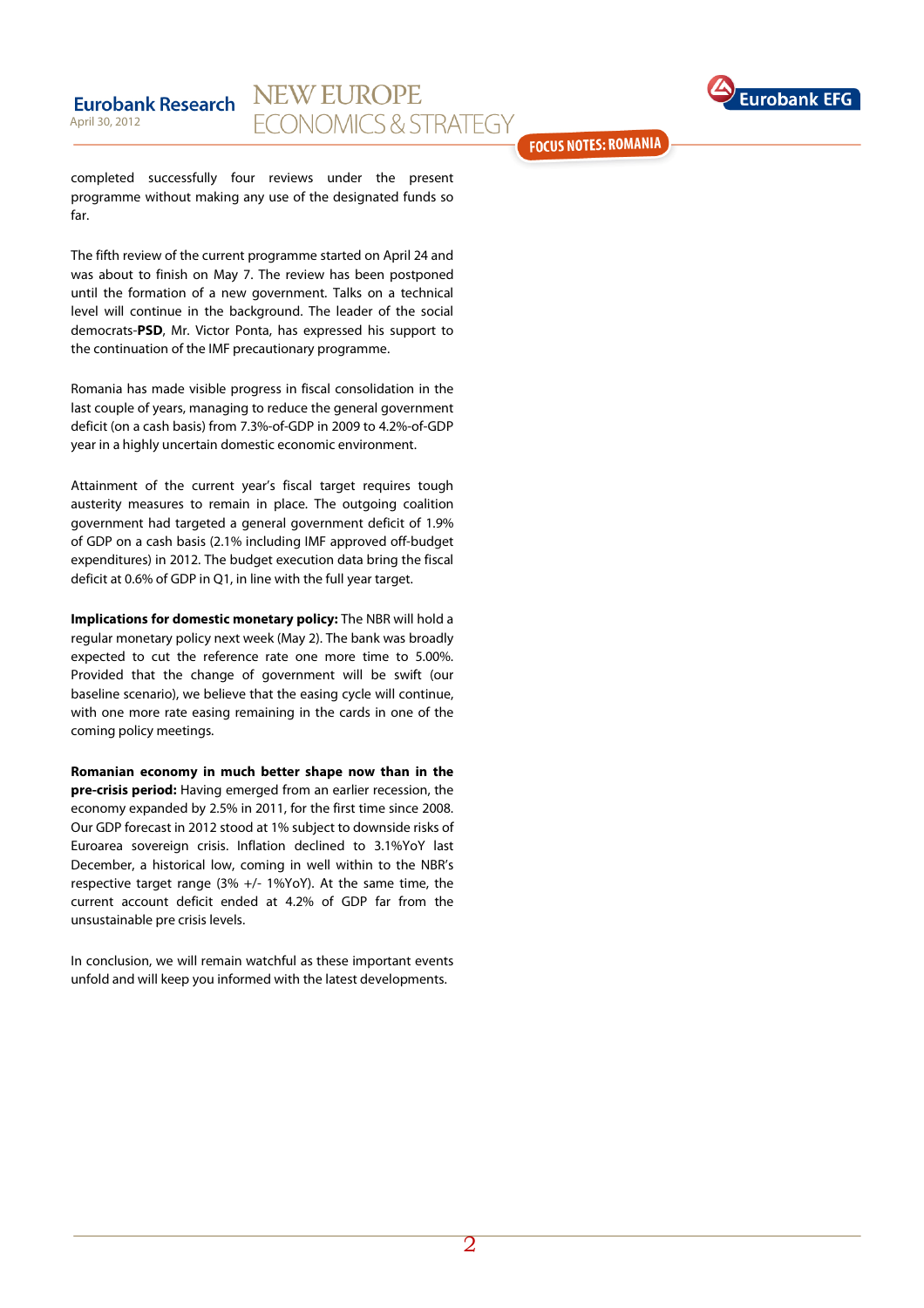completed successfully four reviews under the present programme without making any use of the designated funds so far.

The fifth review of the current programme started on April 24 and was about to finish on May 7. The review has been postponed until the formation of a new government. Talks on a technical level will continue in the background. The leader of the social democrats-**PSD**, Mr. Victor Ponta, has expressed his support to the continuation of the IMF precautionary programme.

Romania has made visible progress in fiscal consolidation in the last couple of years, managing to reduce the general government deficit (on a cash basis) from 7.3%-of-GDP in 2009 to 4.2%-of-GDP year in a highly uncertain domestic economic environment.

Attainment of the current year's fiscal target requires tough austerity measures to remain in place. The outgoing coalition government had targeted a general government deficit of 1.9% of GDP on a cash basis (2.1% including IMF approved off-budget expenditures) in 2012. The budget execution data bring the fiscal deficit at 0.6% of GDP in Q1, in line with the full year target.

**Implications for domestic monetary policy:** The NBR will hold a regular monetary policy next week (May 2). The bank was broadly expected to cut the reference rate one more time to 5.00%. Provided that the change of government will be swift (our baseline scenario), we believe that the easing cycle will continue, with one more rate easing remaining in the cards in one of the coming policy meetings.

**Romanian economy in much better shape now than in the pre-crisis period:** Having emerged from an earlier recession, the economy expanded by 2.5% in 2011, for the first time since 2008. Our GDP forecast in 2012 stood at 1% subject to downside risks of Euroarea sovereign crisis. Inflation declined to 3.1%YoY last December, a historical low, coming in well within to the NBR's respective target range (3% +/- 1%YoY). At the same time, the current account deficit ended at 4.2% of GDP far from the unsustainable pre crisis levels.

In conclusion, we will remain watchful as these important events unfold and will keep you informed with the latest developments.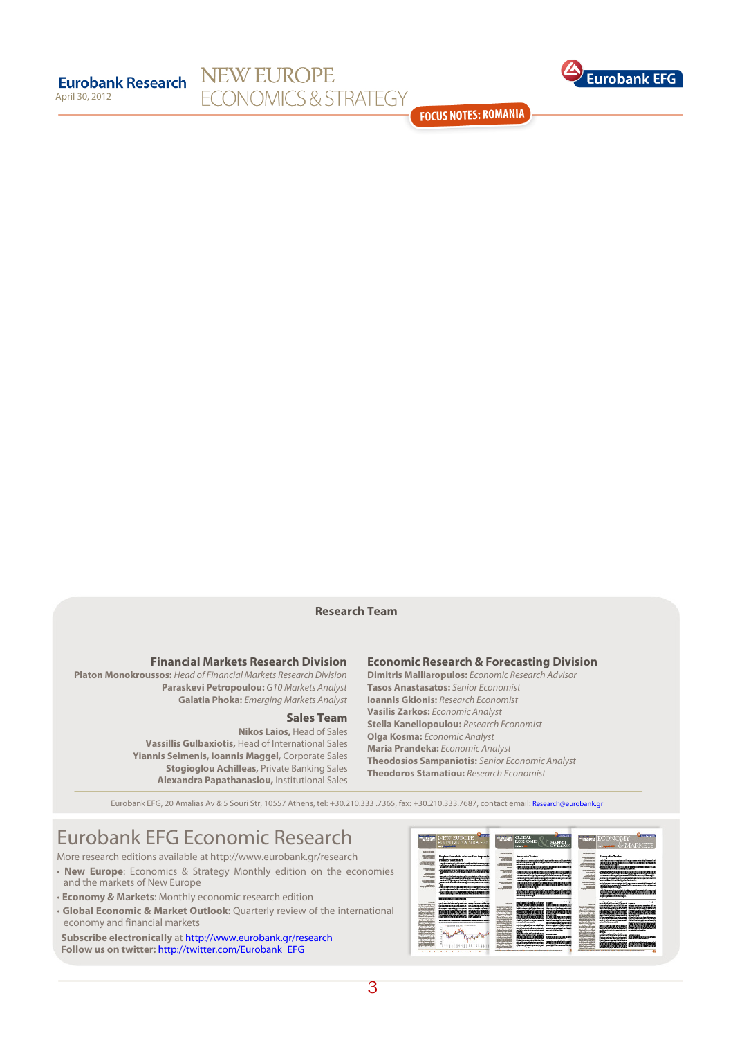## Research Team

### Financial Markets Research Division

**Platon Monokroussos:** *Head of Financial Markets Research Division*
**Paraskevi Petropoulou:** *G10 Markets Analyst*
**Galatia Phoka:** *Emerging Markets Analyst*

### Sales Team

**Nikos Laios,** Head of Sales
**Vassillis Gulbaxiotis,** Head of International Sales
**Yiannis Seimenis, Ioannis Maggel,** Corporate Sales
**Stogioglou Achilleas,** Private Banking Sales
**Alexandra Papathanasiou,** Institutional Sales

### Economic Research & Forecasting Division

**Dimitris Malliaropulos:** *Economic Research Advisor*
**Tasos Anastasatos:** *Senior Economist*
**Ioannis Gkionis:** *Research Economist*
**Vasilis Zarkos:** *Economic Analyst*
**Stella Kanellopoulou:** *Research Economist*
**Olga Kosma:** *Economic Analyst*
**Maria Prandeka:** *Economic Analyst*
**Theodosios Sampaniotis:** *Senior Economic Analyst*
**Theodoros Stamatiou:** *Research Economist*

Eurobank EFG, 20 Amalias Av & 5 Souri Str, 10557 Athens, tel: +30.210.333 .7365, fax: +30.210.333.7687, contact email: Research@eurobank.gr

# Eurobank EFG Economic Research

More research editions available at http://www.eurobank.gr/research

- **New Europe**: Economics & Strategy Monthly edition on the economies and the markets of New Europe
- **Economy & Markets**: Monthly economic research edition
- **Global Economic & Market Outlook**: Quarterly review of the international economy and financial markets

**Subscribe electronically** at http://www.eurobank.gr/research
**Follow us on twitter:** http://twitter.com/Eurobank_EFG